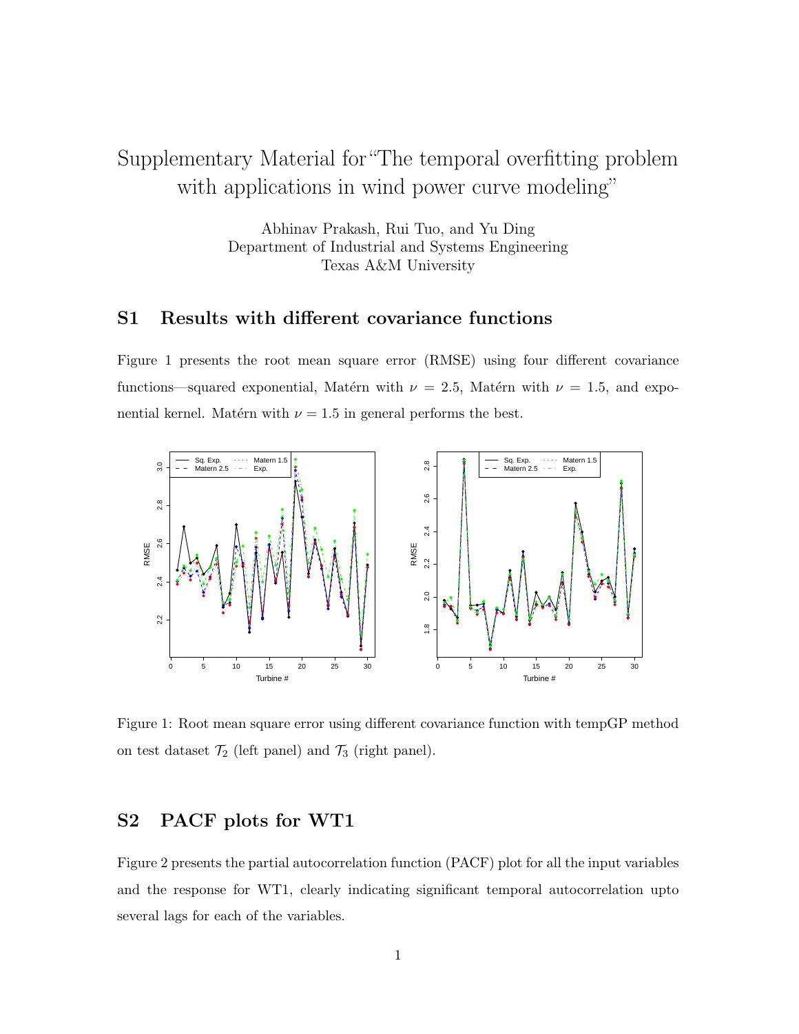# Supplementary Material for "The temporal overfitting problem with applications in wind power curve modeling"

Abhinav Prakash, Rui Tuo, and Yu Ding
Department of Industrial and Systems Engineering
Texas A&M University

## S1 Results with different covariance functions

Figure 1 presents the root mean square error (RMSE) using four different covariance functions—squared exponential, Matérn with $\nu = 2.5$, Matérn with $\nu = 1.5$, and exponential kernel. Matérn with $\nu = 1.5$ in general performs the best.

Figure 1: Root mean square error using different covariance function with tempGP method on test dataset $\mathcal{T}_2$ (left panel) and $\mathcal{T}_3$ (right panel).

## S2 PACF plots for WT1

Figure 2 presents the partial autocorrelation function (PACF) plot for all the input variables and the response for WT1, clearly indicating significant temporal autocorrelation upto several lags for each of the variables.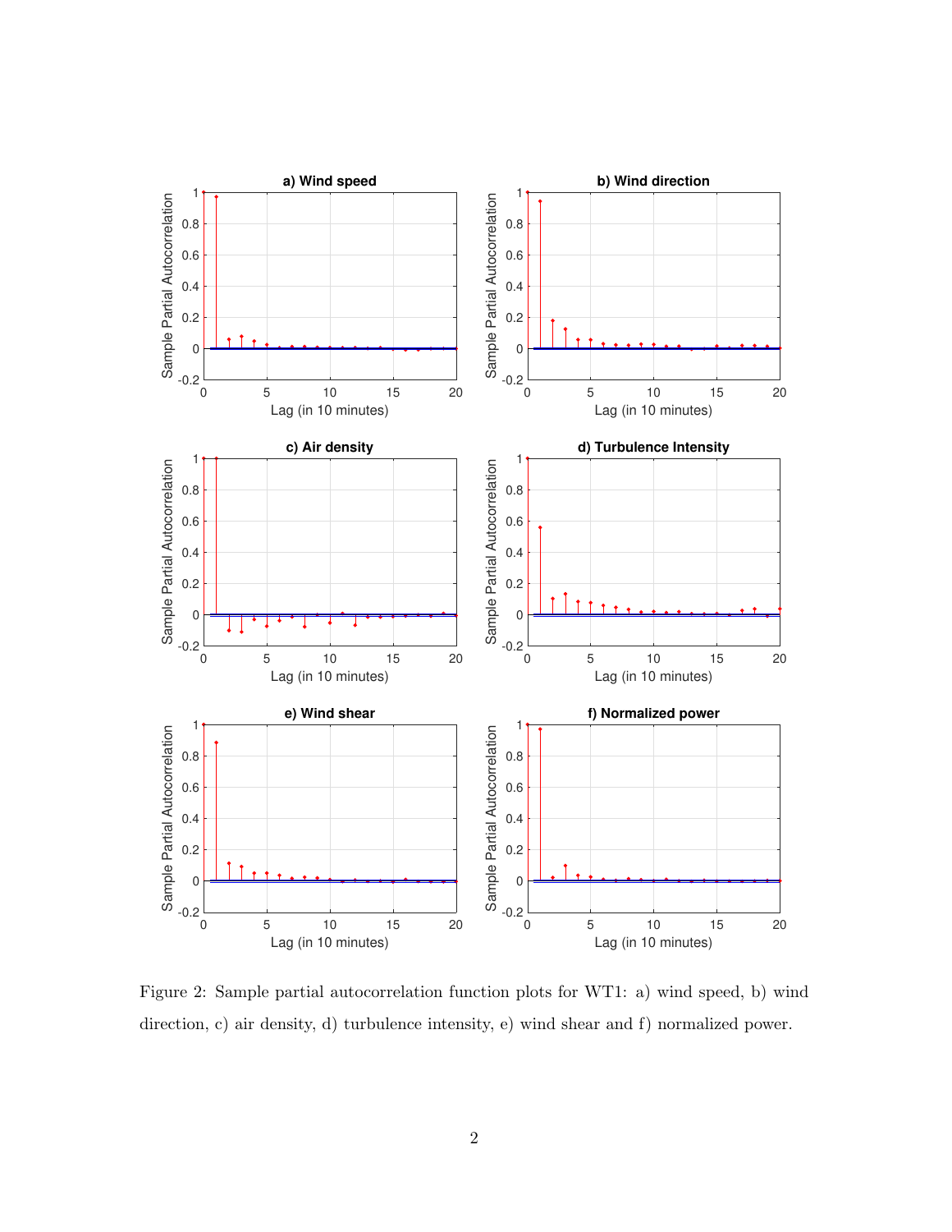Figure 2: Sample partial autocorrelation function plots for WT1: a) wind speed, b) wind direction, c) air density, d) turbulence intensity, e) wind shear and f) normalized power.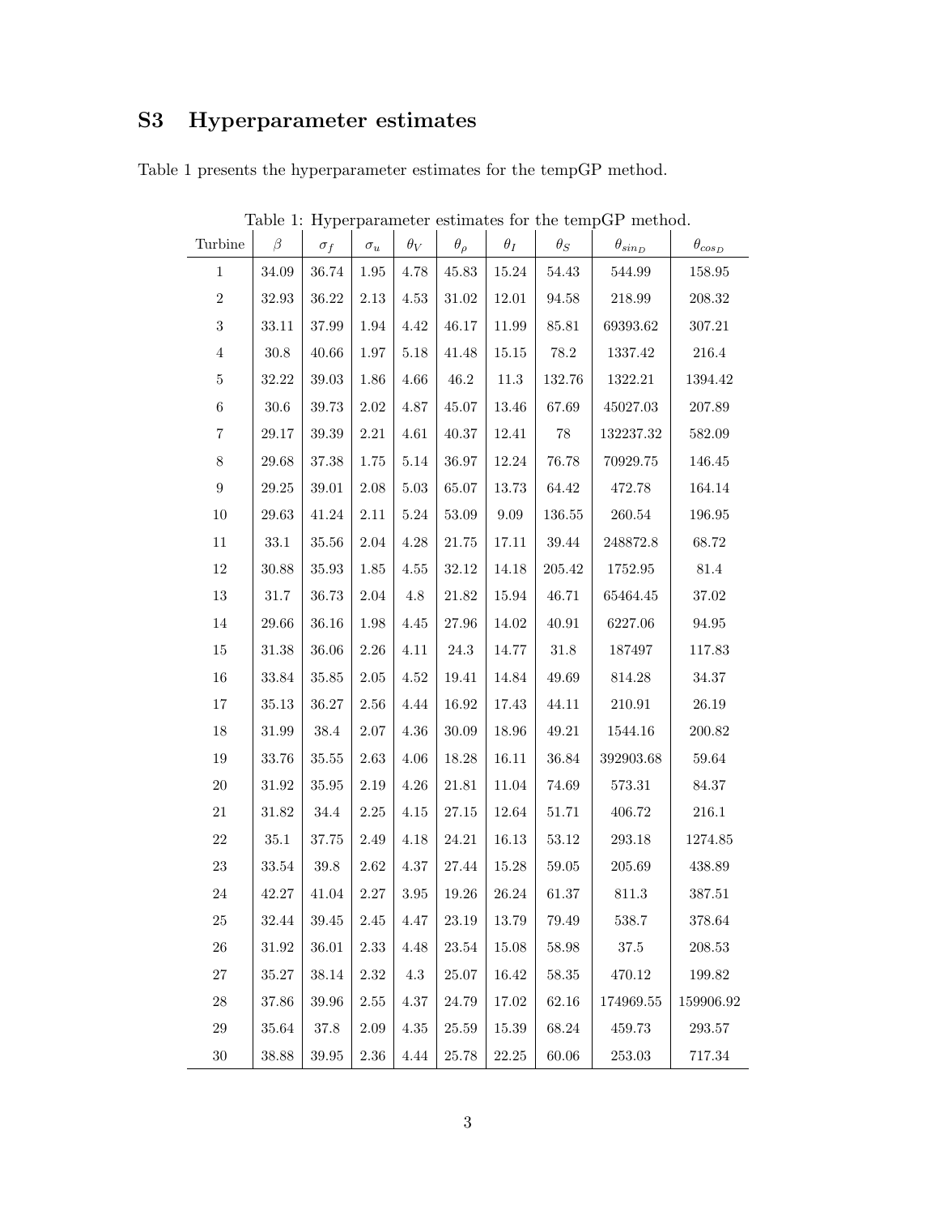## S3 Hyperparameter estimates

Table 1 presents the hyperparameter estimates for the tempGP method.

Table 1: Hyperparameter estimates for the tempGP method.

| Turbine | $\beta$ | $\sigma_f$ | $\sigma_u$ | $\theta_V$ | $\theta_\rho$ | $\theta_I$ | $\theta_S$ | $\theta_{sin_D}$ | $\theta_{cos_D}$ |
|---|---|---|---|---|---|---|---|---|---|
| 1 | 34.09 | 36.74 | 1.95 | 4.78 | 45.83 | 15.24 | 54.43 | 544.99 | 158.95 |
| 2 | 32.93 | 36.22 | 2.13 | 4.53 | 31.02 | 12.01 | 94.58 | 218.99 | 208.32 |
| 3 | 33.11 | 37.99 | 1.94 | 4.42 | 46.17 | 11.99 | 85.81 | 69393.62 | 307.21 |
| 4 | 30.8 | 40.66 | 1.97 | 5.18 | 41.48 | 15.15 | 78.2 | 1337.42 | 216.4 |
| 5 | 32.22 | 39.03 | 1.86 | 4.66 | 46.2 | 11.3 | 132.76 | 1322.21 | 1394.42 |
| 6 | 30.6 | 39.73 | 2.02 | 4.87 | 45.07 | 13.46 | 67.69 | 45027.03 | 207.89 |
| 7 | 29.17 | 39.39 | 2.21 | 4.61 | 40.37 | 12.41 | 78 | 132237.32 | 582.09 |
| 8 | 29.68 | 37.38 | 1.75 | 5.14 | 36.97 | 12.24 | 76.78 | 70929.75 | 146.45 |
| 9 | 29.25 | 39.01 | 2.08 | 5.03 | 65.07 | 13.73 | 64.42 | 472.78 | 164.14 |
| 10 | 29.63 | 41.24 | 2.11 | 5.24 | 53.09 | 9.09 | 136.55 | 260.54 | 196.95 |
| 11 | 33.1 | 35.56 | 2.04 | 4.28 | 21.75 | 17.11 | 39.44 | 248872.8 | 68.72 |
| 12 | 30.88 | 35.93 | 1.85 | 4.55 | 32.12 | 14.18 | 205.42 | 1752.95 | 81.4 |
| 13 | 31.7 | 36.73 | 2.04 | 4.8 | 21.82 | 15.94 | 46.71 | 65464.45 | 37.02 |
| 14 | 29.66 | 36.16 | 1.98 | 4.45 | 27.96 | 14.02 | 40.91 | 6227.06 | 94.95 |
| 15 | 31.38 | 36.06 | 2.26 | 4.11 | 24.3 | 14.77 | 31.8 | 187497 | 117.83 |
| 16 | 33.84 | 35.85 | 2.05 | 4.52 | 19.41 | 14.84 | 49.69 | 814.28 | 34.37 |
| 17 | 35.13 | 36.27 | 2.56 | 4.44 | 16.92 | 17.43 | 44.11 | 210.91 | 26.19 |
| 18 | 31.99 | 38.4 | 2.07 | 4.36 | 30.09 | 18.96 | 49.21 | 1544.16 | 200.82 |
| 19 | 33.76 | 35.55 | 2.63 | 4.06 | 18.28 | 16.11 | 36.84 | 392903.68 | 59.64 |
| 20 | 31.92 | 35.95 | 2.19 | 4.26 | 21.81 | 11.04 | 74.69 | 573.31 | 84.37 |
| 21 | 31.82 | 34.4 | 2.25 | 4.15 | 27.15 | 12.64 | 51.71 | 406.72 | 216.1 |
| 22 | 35.1 | 37.75 | 2.49 | 4.18 | 24.21 | 16.13 | 53.12 | 293.18 | 1274.85 |
| 23 | 33.54 | 39.8 | 2.62 | 4.37 | 27.44 | 15.28 | 59.05 | 205.69 | 438.89 |
| 24 | 42.27 | 41.04 | 2.27 | 3.95 | 19.26 | 26.24 | 61.37 | 811.3 | 387.51 |
| 25 | 32.44 | 39.45 | 2.45 | 4.47 | 23.19 | 13.79 | 79.49 | 538.7 | 378.64 |
| 26 | 31.92 | 36.01 | 2.33 | 4.48 | 23.54 | 15.08 | 58.98 | 37.5 | 208.53 |
| 27 | 35.27 | 38.14 | 2.32 | 4.3 | 25.07 | 16.42 | 58.35 | 470.12 | 199.82 |
| 28 | 37.86 | 39.96 | 2.55 | 4.37 | 24.79 | 17.02 | 62.16 | 174969.55 | 159906.92 |
| 29 | 35.64 | 37.8 | 2.09 | 4.35 | 25.59 | 15.39 | 68.24 | 459.73 | 293.57 |
| 30 | 38.88 | 39.95 | 2.36 | 4.44 | 25.78 | 22.25 | 60.06 | 253.03 | 717.34 |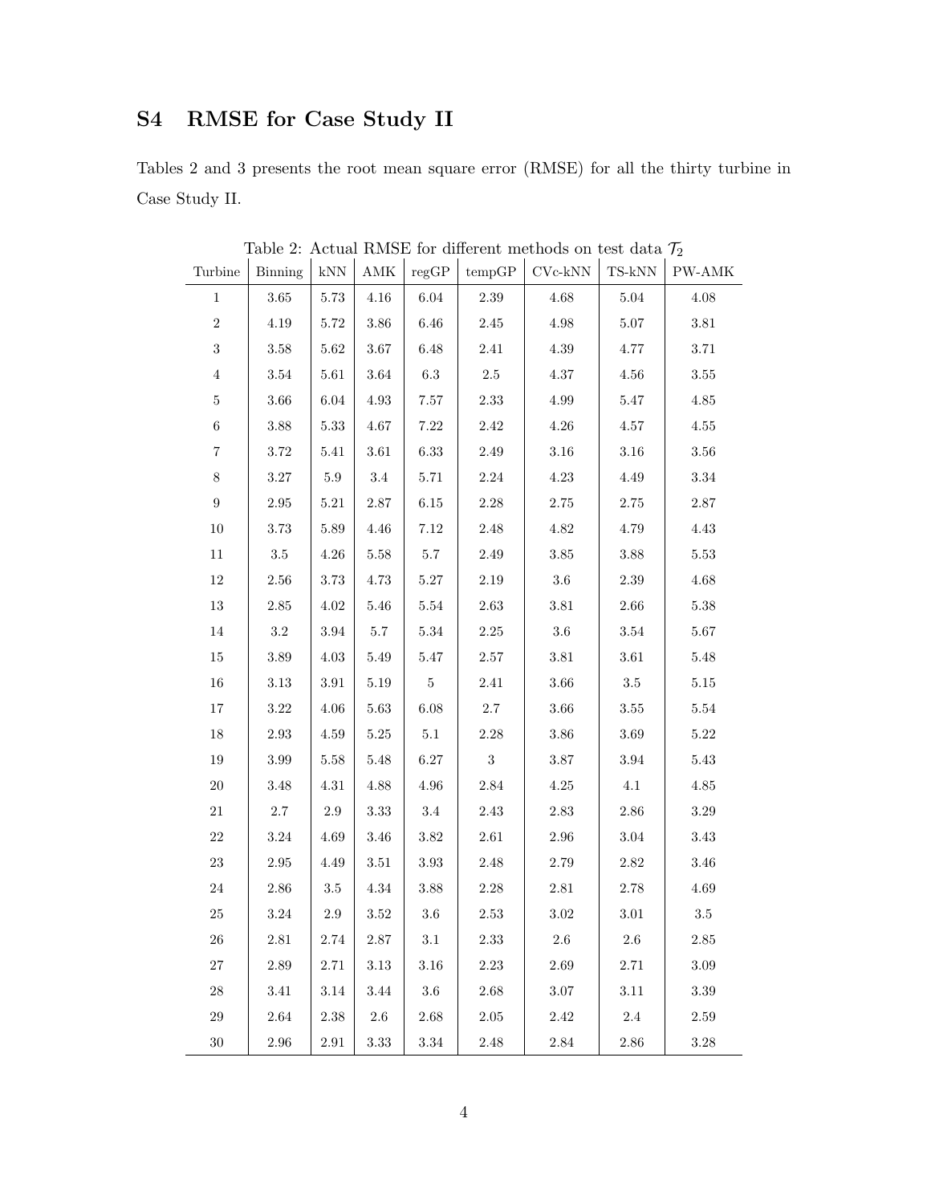## S4 RMSE for Case Study II

Tables 2 and 3 presents the root mean square error (RMSE) for all the thirty turbine in Case Study II.

Table 2: Actual RMSE for different methods on test data $\mathcal{T}_2$

| Turbine | Binning | kNN | AMK | regGP | tempGP | CVc-kNN | TS-kNN | PW-AMK |
|---|---|---|---|---|---|---|---|---|
| 1 | 3.65 | 5.73 | 4.16 | 6.04 | 2.39 | 4.68 | 5.04 | 4.08 |
| 2 | 4.19 | 5.72 | 3.86 | 6.46 | 2.45 | 4.98 | 5.07 | 3.81 |
| 3 | 3.58 | 5.62 | 3.67 | 6.48 | 2.41 | 4.39 | 4.77 | 3.71 |
| 4 | 3.54 | 5.61 | 3.64 | 6.3 | 2.5 | 4.37 | 4.56 | 3.55 |
| 5 | 3.66 | 6.04 | 4.93 | 7.57 | 2.33 | 4.99 | 5.47 | 4.85 |
| 6 | 3.88 | 5.33 | 4.67 | 7.22 | 2.42 | 4.26 | 4.57 | 4.55 |
| 7 | 3.72 | 5.41 | 3.61 | 6.33 | 2.49 | 3.16 | 3.16 | 3.56 |
| 8 | 3.27 | 5.9 | 3.4 | 5.71 | 2.24 | 4.23 | 4.49 | 3.34 |
| 9 | 2.95 | 5.21 | 2.87 | 6.15 | 2.28 | 2.75 | 2.75 | 2.87 |
| 10 | 3.73 | 5.89 | 4.46 | 7.12 | 2.48 | 4.82 | 4.79 | 4.43 |
| 11 | 3.5 | 4.26 | 5.58 | 5.7 | 2.49 | 3.85 | 3.88 | 5.53 |
| 12 | 2.56 | 3.73 | 4.73 | 5.27 | 2.19 | 3.6 | 2.39 | 4.68 |
| 13 | 2.85 | 4.02 | 5.46 | 5.54 | 2.63 | 3.81 | 2.66 | 5.38 |
| 14 | 3.2 | 3.94 | 5.7 | 5.34 | 2.25 | 3.6 | 3.54 | 5.67 |
| 15 | 3.89 | 4.03 | 5.49 | 5.47 | 2.57 | 3.81 | 3.61 | 5.48 |
| 16 | 3.13 | 3.91 | 5.19 | 5 | 2.41 | 3.66 | 3.5 | 5.15 |
| 17 | 3.22 | 4.06 | 5.63 | 6.08 | 2.7 | 3.66 | 3.55 | 5.54 |
| 18 | 2.93 | 4.59 | 5.25 | 5.1 | 2.28 | 3.86 | 3.69 | 5.22 |
| 19 | 3.99 | 5.58 | 5.48 | 6.27 | 3 | 3.87 | 3.94 | 5.43 |
| 20 | 3.48 | 4.31 | 4.88 | 4.96 | 2.84 | 4.25 | 4.1 | 4.85 |
| 21 | 2.7 | 2.9 | 3.33 | 3.4 | 2.43 | 2.83 | 2.86 | 3.29 |
| 22 | 3.24 | 4.69 | 3.46 | 3.82 | 2.61 | 2.96 | 3.04 | 3.43 |
| 23 | 2.95 | 4.49 | 3.51 | 3.93 | 2.48 | 2.79 | 2.82 | 3.46 |
| 24 | 2.86 | 3.5 | 4.34 | 3.88 | 2.28 | 2.81 | 2.78 | 4.69 |
| 25 | 3.24 | 2.9 | 3.52 | 3.6 | 2.53 | 3.02 | 3.01 | 3.5 |
| 26 | 2.81 | 2.74 | 2.87 | 3.1 | 2.33 | 2.6 | 2.6 | 2.85 |
| 27 | 2.89 | 2.71 | 3.13 | 3.16 | 2.23 | 2.69 | 2.71 | 3.09 |
| 28 | 3.41 | 3.14 | 3.44 | 3.6 | 2.68 | 3.07 | 3.11 | 3.39 |
| 29 | 2.64 | 2.38 | 2.6 | 2.68 | 2.05 | 2.42 | 2.4 | 2.59 |
| 30 | 2.96 | 2.91 | 3.33 | 3.34 | 2.48 | 2.84 | 2.86 | 3.28 |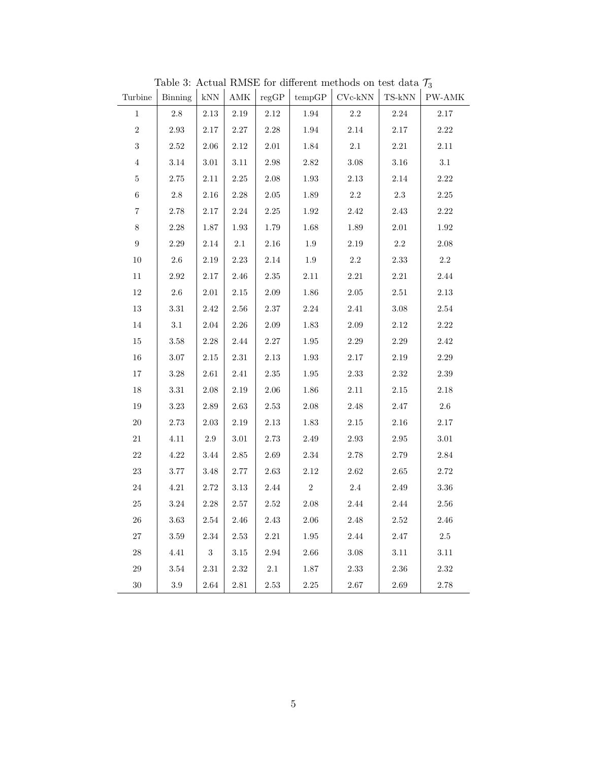Table 3: Actual RMSE for different methods on test data $\mathcal{T}_3$

| Turbine | Binning | kNN | AMK | regGP | tempGP | CVc-kNN | TS-kNN | PW-AMK |
|---|---|---|---|---|---|---|---|---|
| 1 | 2.8 | 2.13 | 2.19 | 2.12 | 1.94 | 2.2 | 2.24 | 2.17 |
| 2 | 2.93 | 2.17 | 2.27 | 2.28 | 1.94 | 2.14 | 2.17 | 2.22 |
| 3 | 2.52 | 2.06 | 2.12 | 2.01 | 1.84 | 2.1 | 2.21 | 2.11 |
| 4 | 3.14 | 3.01 | 3.11 | 2.98 | 2.82 | 3.08 | 3.16 | 3.1 |
| 5 | 2.75 | 2.11 | 2.25 | 2.08 | 1.93 | 2.13 | 2.14 | 2.22 |
| 6 | 2.8 | 2.16 | 2.28 | 2.05 | 1.89 | 2.2 | 2.3 | 2.25 |
| 7 | 2.78 | 2.17 | 2.24 | 2.25 | 1.92 | 2.42 | 2.43 | 2.22 |
| 8 | 2.28 | 1.87 | 1.93 | 1.79 | 1.68 | 1.89 | 2.01 | 1.92 |
| 9 | 2.29 | 2.14 | 2.1 | 2.16 | 1.9 | 2.19 | 2.2 | 2.08 |
| 10 | 2.6 | 2.19 | 2.23 | 2.14 | 1.9 | 2.2 | 2.33 | 2.2 |
| 11 | 2.92 | 2.17 | 2.46 | 2.35 | 2.11 | 2.21 | 2.21 | 2.44 |
| 12 | 2.6 | 2.01 | 2.15 | 2.09 | 1.86 | 2.05 | 2.51 | 2.13 |
| 13 | 3.31 | 2.42 | 2.56 | 2.37 | 2.24 | 2.41 | 3.08 | 2.54 |
| 14 | 3.1 | 2.04 | 2.26 | 2.09 | 1.83 | 2.09 | 2.12 | 2.22 |
| 15 | 3.58 | 2.28 | 2.44 | 2.27 | 1.95 | 2.29 | 2.29 | 2.42 |
| 16 | 3.07 | 2.15 | 2.31 | 2.13 | 1.93 | 2.17 | 2.19 | 2.29 |
| 17 | 3.28 | 2.61 | 2.41 | 2.35 | 1.95 | 2.33 | 2.32 | 2.39 |
| 18 | 3.31 | 2.08 | 2.19 | 2.06 | 1.86 | 2.11 | 2.15 | 2.18 |
| 19 | 3.23 | 2.89 | 2.63 | 2.53 | 2.08 | 2.48 | 2.47 | 2.6 |
| 20 | 2.73 | 2.03 | 2.19 | 2.13 | 1.83 | 2.15 | 2.16 | 2.17 |
| 21 | 4.11 | 2.9 | 3.01 | 2.73 | 2.49 | 2.93 | 2.95 | 3.01 |
| 22 | 4.22 | 3.44 | 2.85 | 2.69 | 2.34 | 2.78 | 2.79 | 2.84 |
| 23 | 3.77 | 3.48 | 2.77 | 2.63 | 2.12 | 2.62 | 2.65 | 2.72 |
| 24 | 4.21 | 2.72 | 3.13 | 2.44 | 2 | 2.4 | 2.49 | 3.36 |
| 25 | 3.24 | 2.28 | 2.57 | 2.52 | 2.08 | 2.44 | 2.44 | 2.56 |
| 26 | 3.63 | 2.54 | 2.46 | 2.43 | 2.06 | 2.48 | 2.52 | 2.46 |
| 27 | 3.59 | 2.34 | 2.53 | 2.21 | 1.95 | 2.44 | 2.47 | 2.5 |
| 28 | 4.41 | 3 | 3.15 | 2.94 | 2.66 | 3.08 | 3.11 | 3.11 |
| 29 | 3.54 | 2.31 | 2.32 | 2.1 | 1.87 | 2.33 | 2.36 | 2.32 |
| 30 | 3.9 | 2.64 | 2.81 | 2.53 | 2.25 | 2.67 | 2.69 | 2.78 |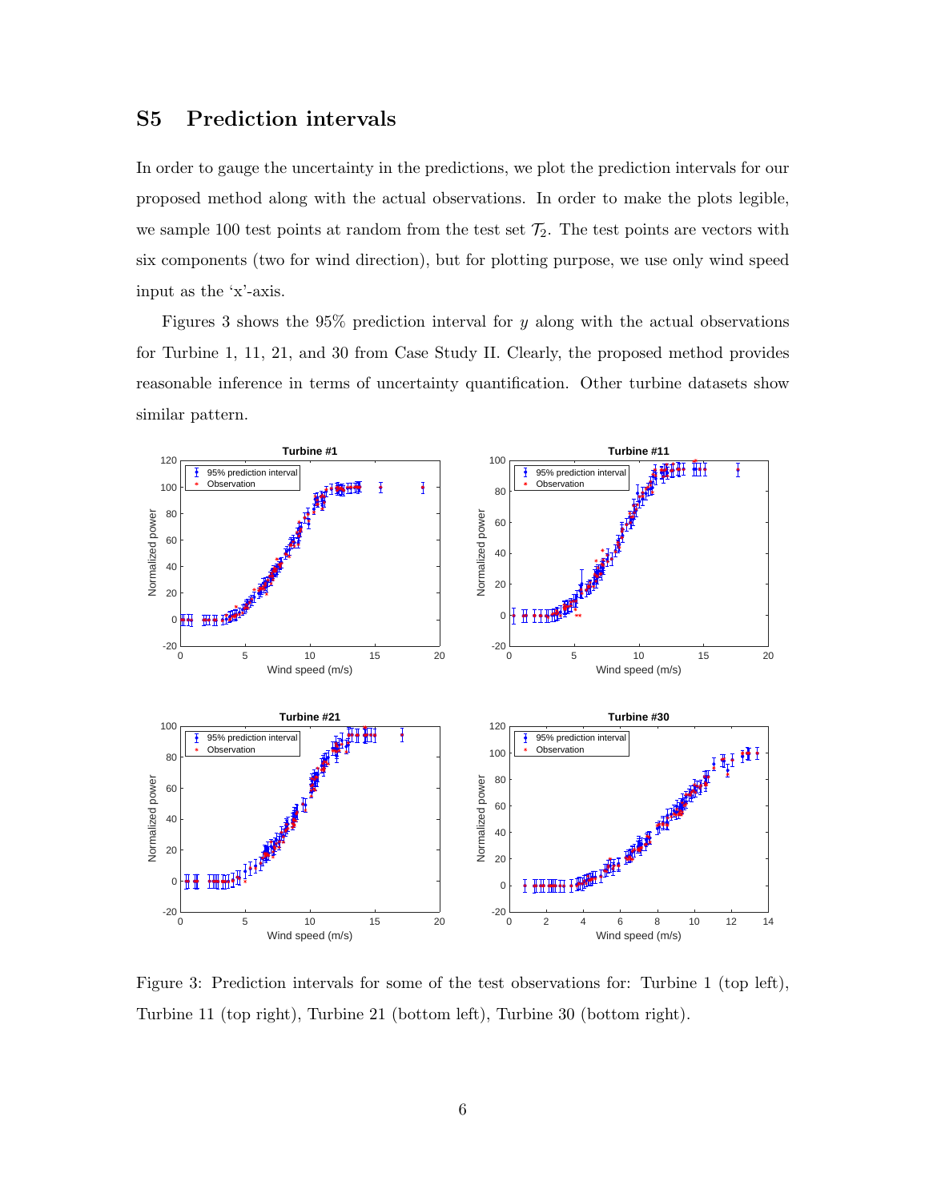## S5 Prediction intervals

In order to gauge the uncertainty in the predictions, we plot the prediction intervals for our proposed method along with the actual observations. In order to make the plots legible, we sample 100 test points at random from the test set $\mathcal{T}_2$. The test points are vectors with six components (two for wind direction), but for plotting purpose, we use only wind speed input as the 'x'-axis.

Figures 3 shows the 95% prediction interval for $y$ along with the actual observations for Turbine 1, 11, 21, and 30 from Case Study II. Clearly, the proposed method provides reasonable inference in terms of uncertainty quantification. Other turbine datasets show similar pattern.

Figure 3: Prediction intervals for some of the test observations for: Turbine 1 (top left), Turbine 11 (top right), Turbine 21 (bottom left), Turbine 30 (bottom right).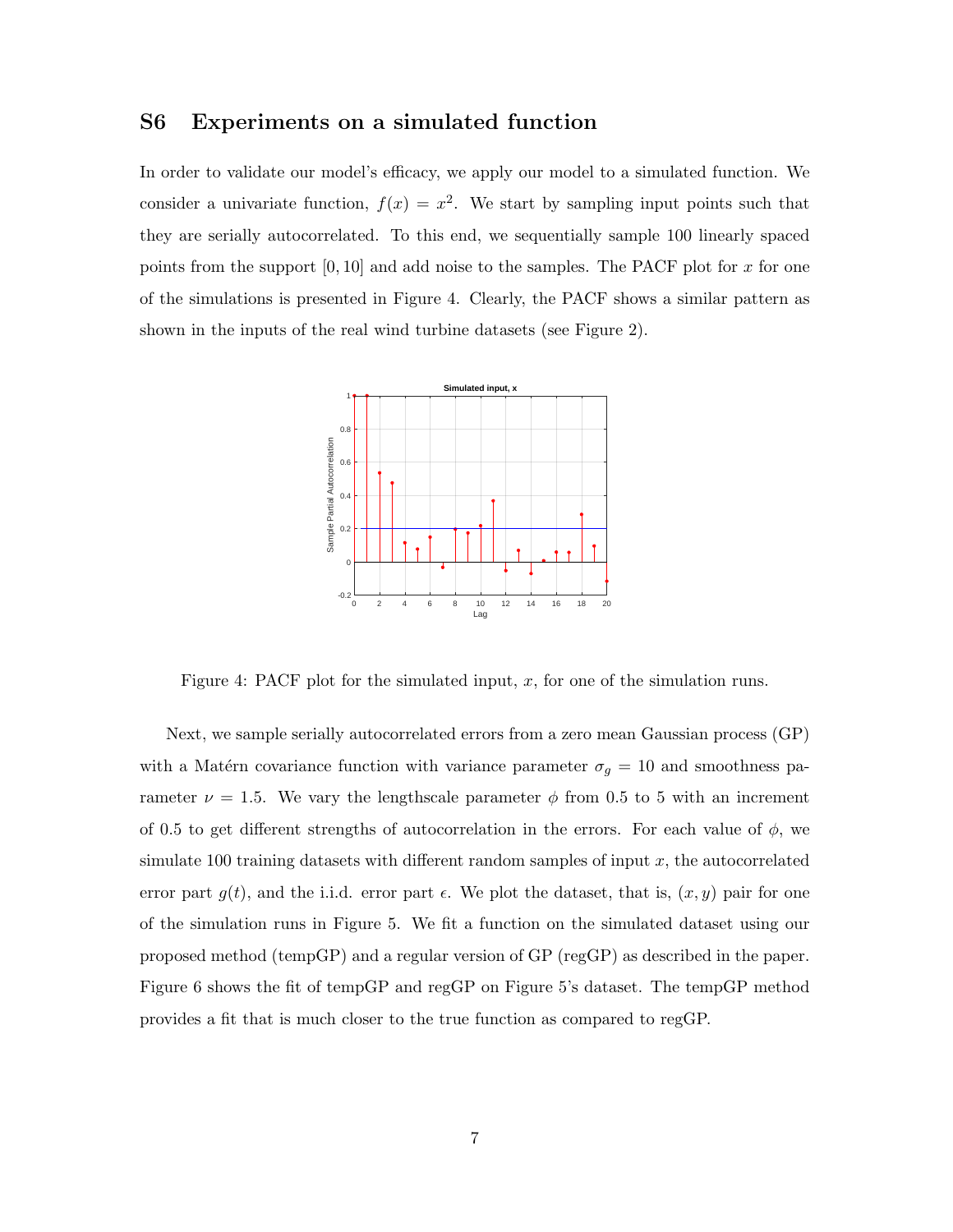## S6 Experiments on a simulated function

In order to validate our model's efficacy, we apply our model to a simulated function. We consider a univariate function, $f(x) = x^2$. We start by sampling input points such that they are serially autocorrelated. To this end, we sequentially sample 100 linearly spaced points from the support $[0, 10]$ and add noise to the samples. The PACF plot for $x$ for one of the simulations is presented in Figure 4. Clearly, the PACF shows a similar pattern as shown in the inputs of the real wind turbine datasets (see Figure 2).

Figure 4: PACF plot for the simulated input, $x$, for one of the simulation runs.

Next, we sample serially autocorrelated errors from a zero mean Gaussian process (GP) with a Matérn covariance function with variance parameter $\sigma_g = 10$ and smoothness parameter $\nu = 1.5$. We vary the lengthscale parameter $\phi$ from 0.5 to 5 with an increment of 0.5 to get different strengths of autocorrelation in the errors. For each value of $\phi$, we simulate 100 training datasets with different random samples of input $x$, the autocorrelated error part $g(t)$, and the i.i.d. error part $\epsilon$. We plot the dataset, that is, $(x, y)$ pair for one of the simulation runs in Figure 5. We fit a function on the simulated dataset using our proposed method (tempGP) and a regular version of GP (regGP) as described in the paper. Figure 6 shows the fit of tempGP and regGP on Figure 5's dataset. The tempGP method provides a fit that is much closer to the true function as compared to regGP.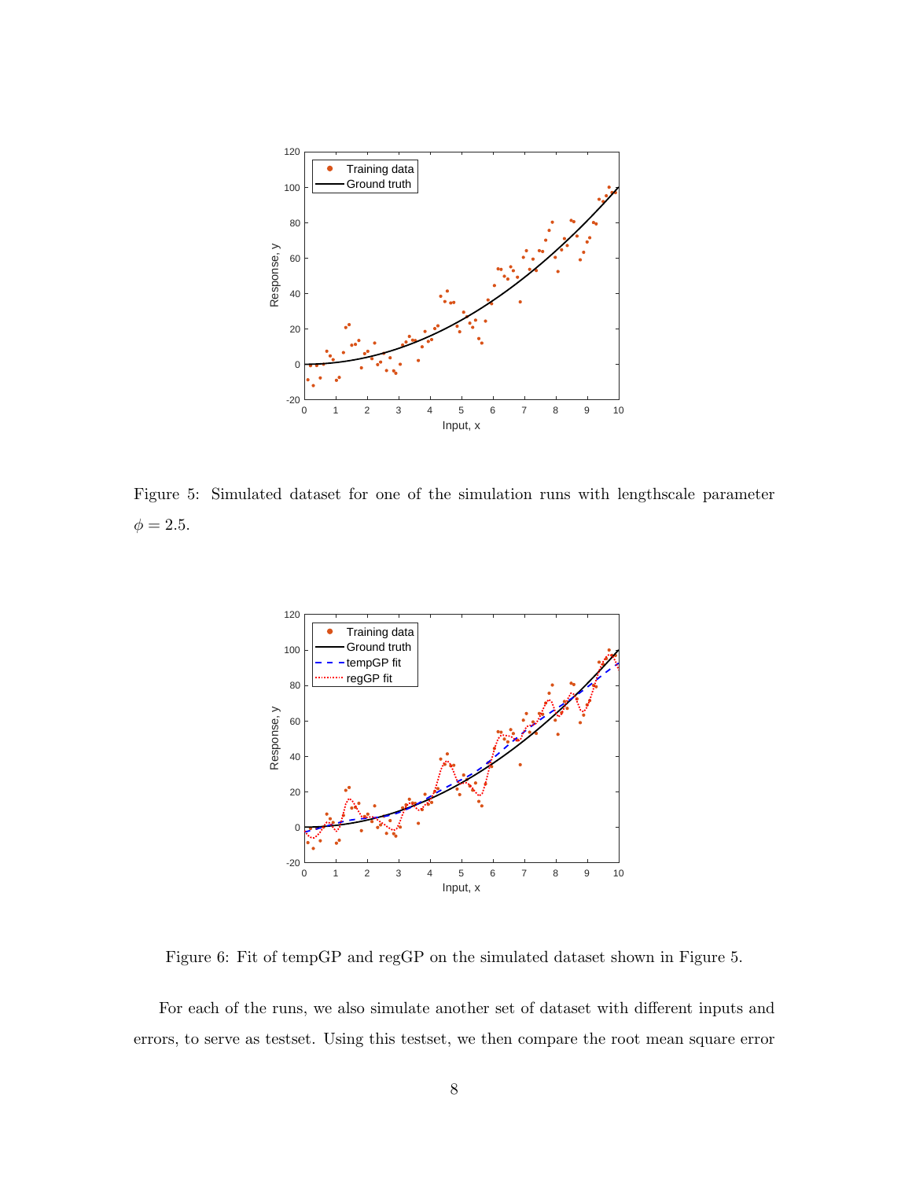Figure 5: Simulated dataset for one of the simulation runs with lengthscale parameter $\phi = 2.5$.

Figure 6: Fit of tempGP and regGP on the simulated dataset shown in Figure 5.

For each of the runs, we also simulate another set of dataset with different inputs and errors, to serve as testset. Using this testset, we then compare the root mean square error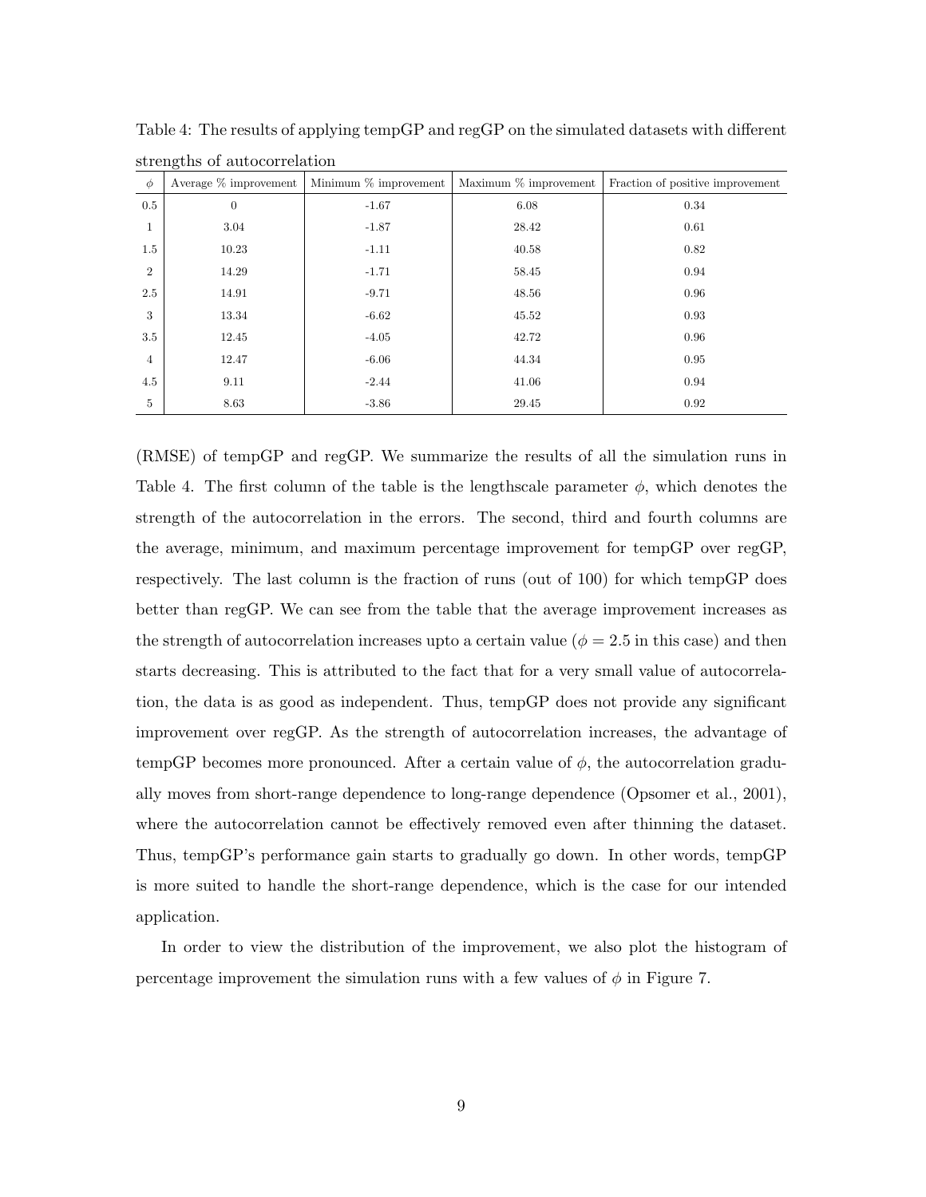Table 4: The results of applying tempGP and regGP on the simulated datasets with different strengths of autocorrelation

| $\phi$ | Average % improvement | Minimum % improvement | Maximum % improvement | Fraction of positive improvement |
|---|---|---|---|---|
| 0.5 | 0 | -1.67 | 6.08 | 0.34 |
| 1 | 3.04 | -1.87 | 28.42 | 0.61 |
| 1.5 | 10.23 | -1.11 | 40.58 | 0.82 |
| 2 | 14.29 | -1.71 | 58.45 | 0.94 |
| 2.5 | 14.91 | -9.71 | 48.56 | 0.96 |
| 3 | 13.34 | -6.62 | 45.52 | 0.93 |
| 3.5 | 12.45 | -4.05 | 42.72 | 0.96 |
| 4 | 12.47 | -6.06 | 44.34 | 0.95 |
| 4.5 | 9.11 | -2.44 | 41.06 | 0.94 |
| 5 | 8.63 | -3.86 | 29.45 | 0.92 |

(RMSE) of tempGP and regGP. We summarize the results of all the simulation runs in Table 4. The first column of the table is the lengthscale parameter $\phi$, which denotes the strength of the autocorrelation in the errors. The second, third and fourth columns are the average, minimum, and maximum percentage improvement for tempGP over regGP, respectively. The last column is the fraction of runs (out of 100) for which tempGP does better than regGP. We can see from the table that the average improvement increases as the strength of autocorrelation increases upto a certain value ($\phi = 2.5$ in this case) and then starts decreasing. This is attributed to the fact that for a very small value of autocorrelation, the data is as good as independent. Thus, tempGP does not provide any significant improvement over regGP. As the strength of autocorrelation increases, the advantage of tempGP becomes more pronounced. After a certain value of $\phi$, the autocorrelation gradually moves from short-range dependence to long-range dependence (Opsomer et al., 2001), where the autocorrelation cannot be effectively removed even after thinning the dataset. Thus, tempGP's performance gain starts to gradually go down. In other words, tempGP is more suited to handle the short-range dependence, which is the case for our intended application.

In order to view the distribution of the improvement, we also plot the histogram of percentage improvement the simulation runs with a few values of $\phi$ in Figure 7.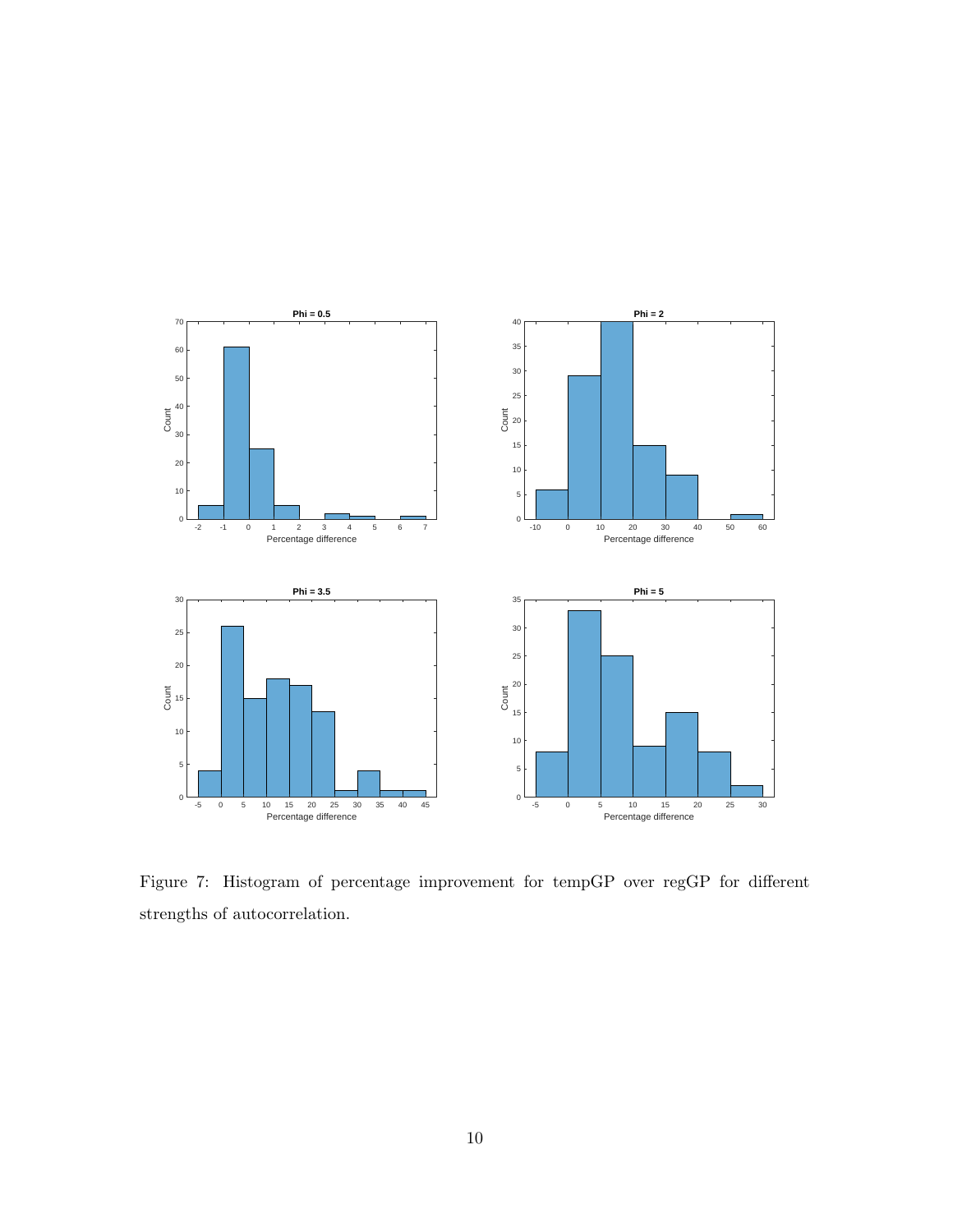Figure 7: Histogram of percentage improvement for tempGP over regGP for different strengths of autocorrelation.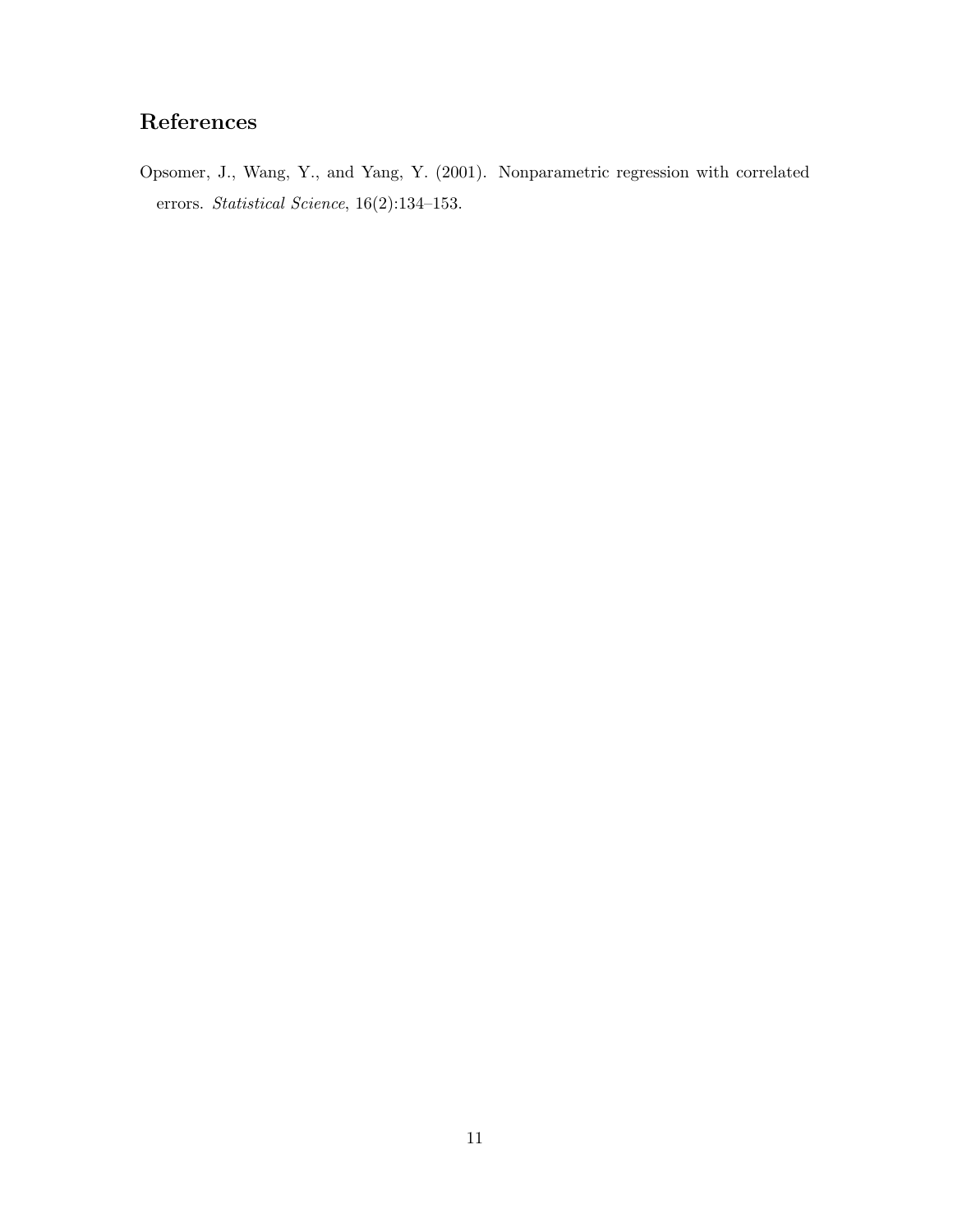## References

Opsomer, J., Wang, Y., and Yang, Y. (2001). Nonparametric regression with correlated errors. *Statistical Science*, 16(2):134–153.